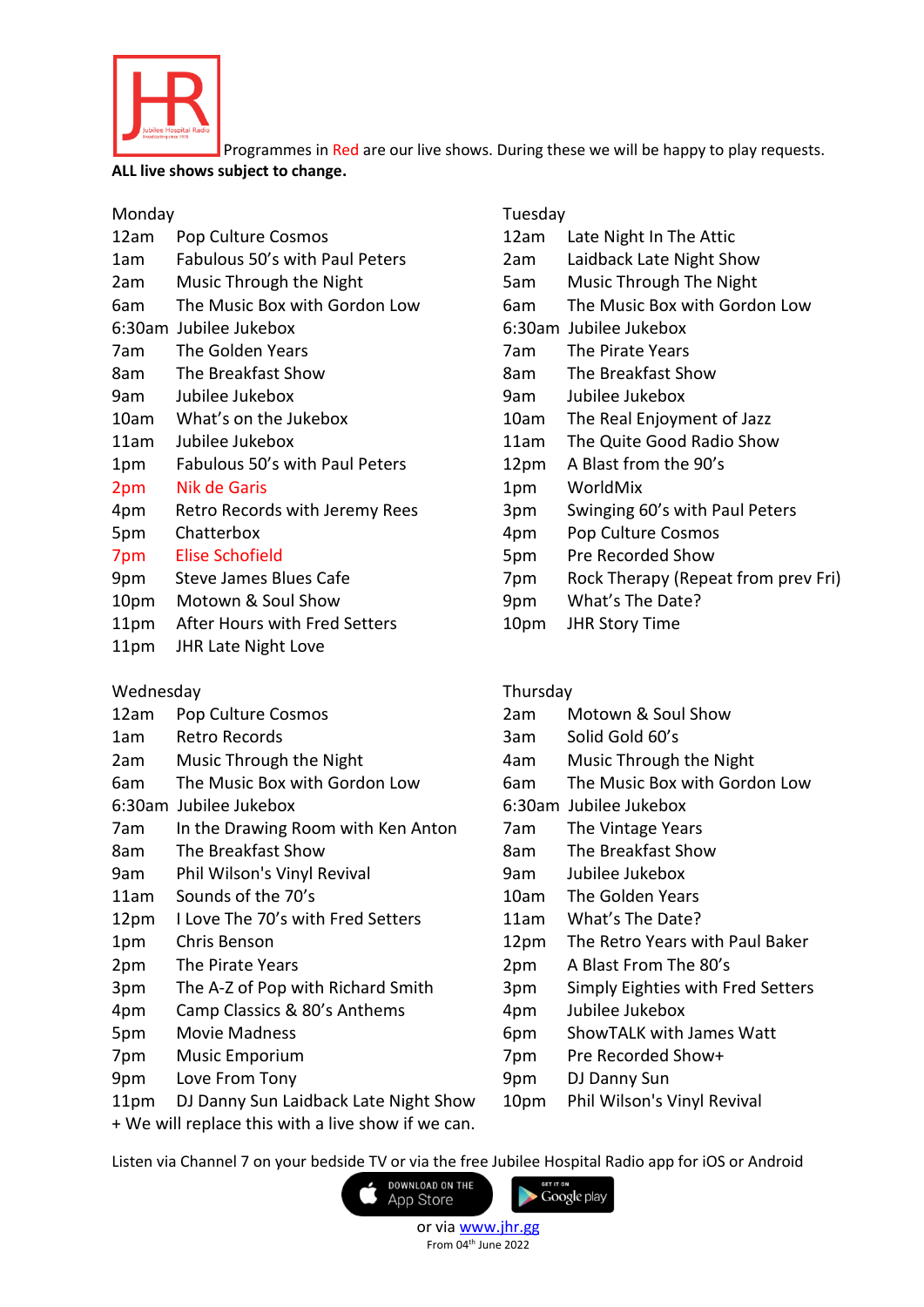Programmes in Red are our live shows. During these we will be happy to play requests.
**ALL live shows subject to change.**

Monday

| | |
|---|---|
| 12am | Pop Culture Cosmos |
| 1am | Fabulous 50's with Paul Peters |
| 2am | Music Through the Night |
| 6am | The Music Box with Gordon Low |
| 6:30am | Jubilee Jukebox |
| 7am | The Golden Years |
| 8am | The Breakfast Show |
| 9am | Jubilee Jukebox |
| 10am | What's on the Jukebox |
| 11am | Jubilee Jukebox |
| 1pm | Fabulous 50's with Paul Peters |
| 2pm | Nik de Garis |
| 4pm | Retro Records with Jeremy Rees |
| 5pm | Chatterbox |
| 7pm | Elise Schofield |
| 9pm | Steve James Blues Cafe |
| 10pm | Motown & Soul Show |
| 11pm | After Hours with Fred Setters |
| 11pm | JHR Late Night Love |

Tuesday

| | |
|---|---|
| 12am | Late Night In The Attic |
| 2am | Laidback Late Night Show |
| 5am | Music Through The Night |
| 6am | The Music Box with Gordon Low |
| 6:30am | Jubilee Jukebox |
| 7am | The Pirate Years |
| 8am | The Breakfast Show |
| 9am | Jubilee Jukebox |
| 10am | The Real Enjoyment of Jazz |
| 11am | The Quite Good Radio Show |
| 12pm | A Blast from the 90's |
| 1pm | WorldMix |
| 3pm | Swinging 60's with Paul Peters |
| 4pm | Pop Culture Cosmos |
| 5pm | Pre Recorded Show |
| 7pm | Rock Therapy (Repeat from prev Fri) |
| 9pm | What's The Date? |
| 10pm | JHR Story Time |

Wednesday

| | |
|---|---|
| 12am | Pop Culture Cosmos |
| 1am | Retro Records |
| 2am | Music Through the Night |
| 6am | The Music Box with Gordon Low |
| 6:30am | Jubilee Jukebox |
| 7am | In the Drawing Room with Ken Anton |
| 8am | The Breakfast Show |
| 9am | Phil Wilson's Vinyl Revival |
| 11am | Sounds of the 70's |
| 12pm | I Love The 70's with Fred Setters |
| 1pm | Chris Benson |
| 2pm | The Pirate Years |
| 3pm | The A-Z of Pop with Richard Smith |
| 4pm | Camp Classics & 80's Anthems |
| 5pm | Movie Madness |
| 7pm | Music Emporium |
| 9pm | Love From Tony |
| 11pm | DJ Danny Sun Laidback Late Night Show |

Thursday

| | |
|---|---|
| 2am | Motown & Soul Show |
| 3am | Solid Gold 60's |
| 4am | Music Through the Night |
| 6am | The Music Box with Gordon Low |
| 6:30am | Jubilee Jukebox |
| 7am | The Vintage Years |
| 8am | The Breakfast Show |
| 9am | Jubilee Jukebox |
| 10am | The Golden Years |
| 11am | What's The Date? |
| 12pm | The Retro Years with Paul Baker |
| 2pm | A Blast From The 80's |
| 3pm | Simply Eighties with Fred Setters |
| 4pm | Jubilee Jukebox |
| 6pm | ShowTALK with James Watt |
| 7pm | Pre Recorded Show+ |
| 9pm | DJ Danny Sun |
| 10pm | Phil Wilson's Vinyl Revival |

+ We will replace this with a live show if we can.

Listen via Channel 7 on your bedside TV or via the free Jubilee Hospital Radio app for iOS or Android

or via www.jhr.gg

From 04th June 2022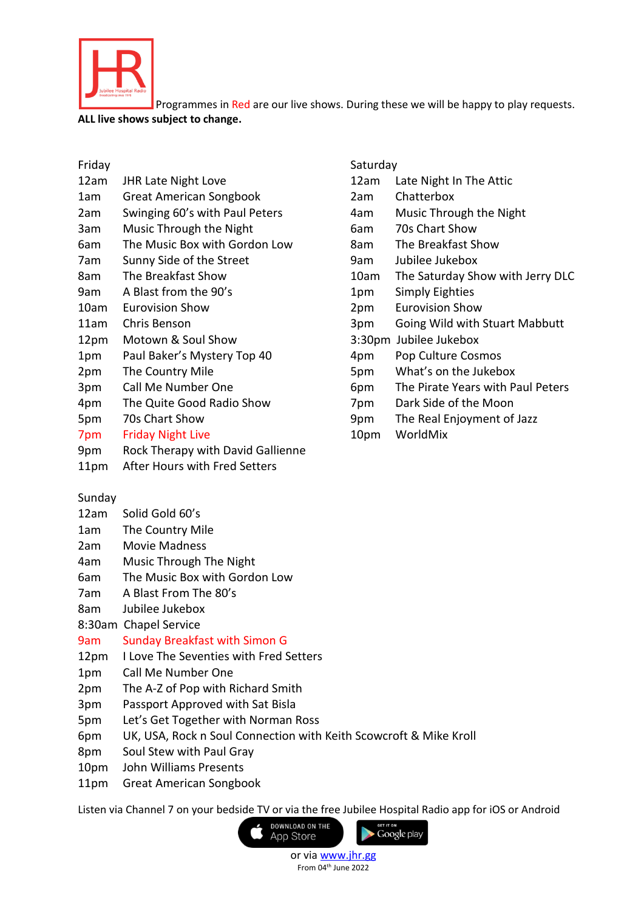Programmes in Red are our live shows. During these we will be happy to play requests.

**ALL live shows subject to change.**

Friday

| | |
|---|---|
| 12am | JHR Late Night Love |
| 1am | Great American Songbook |
| 2am | Swinging 60's with Paul Peters |
| 3am | Music Through the Night |
| 6am | The Music Box with Gordon Low |
| 7am | Sunny Side of the Street |
| 8am | The Breakfast Show |
| 9am | A Blast from the 90's |
| 10am | Eurovision Show |
| 11am | Chris Benson |
| 12pm | Motown & Soul Show |
| 1pm | Paul Baker's Mystery Top 40 |
| 2pm | The Country Mile |
| 3pm | Call Me Number One |
| 4pm | The Quite Good Radio Show |
| 5pm | 70s Chart Show |
| 7pm | Friday Night Live |
| 9pm | Rock Therapy with David Gallienne |
| 11pm | After Hours with Fred Setters |

Saturday

| | |
|---|---|
| 12am | Late Night In The Attic |
| 2am | Chatterbox |
| 4am | Music Through the Night |
| 6am | 70s Chart Show |
| 8am | The Breakfast Show |
| 9am | Jubilee Jukebox |
| 10am | The Saturday Show with Jerry DLC |
| 1pm | Simply Eighties |
| 2pm | Eurovision Show |
| 3pm | Going Wild with Stuart Mabbutt |
| 3:30pm | Jubilee Jukebox |
| 4pm | Pop Culture Cosmos |
| 5pm | What's on the Jukebox |
| 6pm | The Pirate Years with Paul Peters |
| 7pm | Dark Side of the Moon |
| 9pm | The Real Enjoyment of Jazz |
| 10pm | WorldMix |

Sunday

| | |
|---|---|
| 12am | Solid Gold 60's |
| 1am | The Country Mile |
| 2am | Movie Madness |
| 4am | Music Through The Night |
| 6am | The Music Box with Gordon Low |
| 7am | A Blast From The 80's |
| 8am | Jubilee Jukebox |
| 8:30am | Chapel Service |
| 9am | Sunday Breakfast with Simon G |
| 12pm | I Love The Seventies with Fred Setters |
| 1pm | Call Me Number One |
| 2pm | The A-Z of Pop with Richard Smith |
| 3pm | Passport Approved with Sat Bisla |
| 5pm | Let's Get Together with Norman Ross |
| 6pm | UK, USA, Rock n Soul Connection with Keith Scowcroft & Mike Kroll |
| 8pm | Soul Stew with Paul Gray |
| 10pm | John Williams Presents |
| 11pm | Great American Songbook |

Listen via Channel 7 on your bedside TV or via the free Jubilee Hospital Radio app for iOS or Android

or via www.jhr.gg

From 04th June 2022